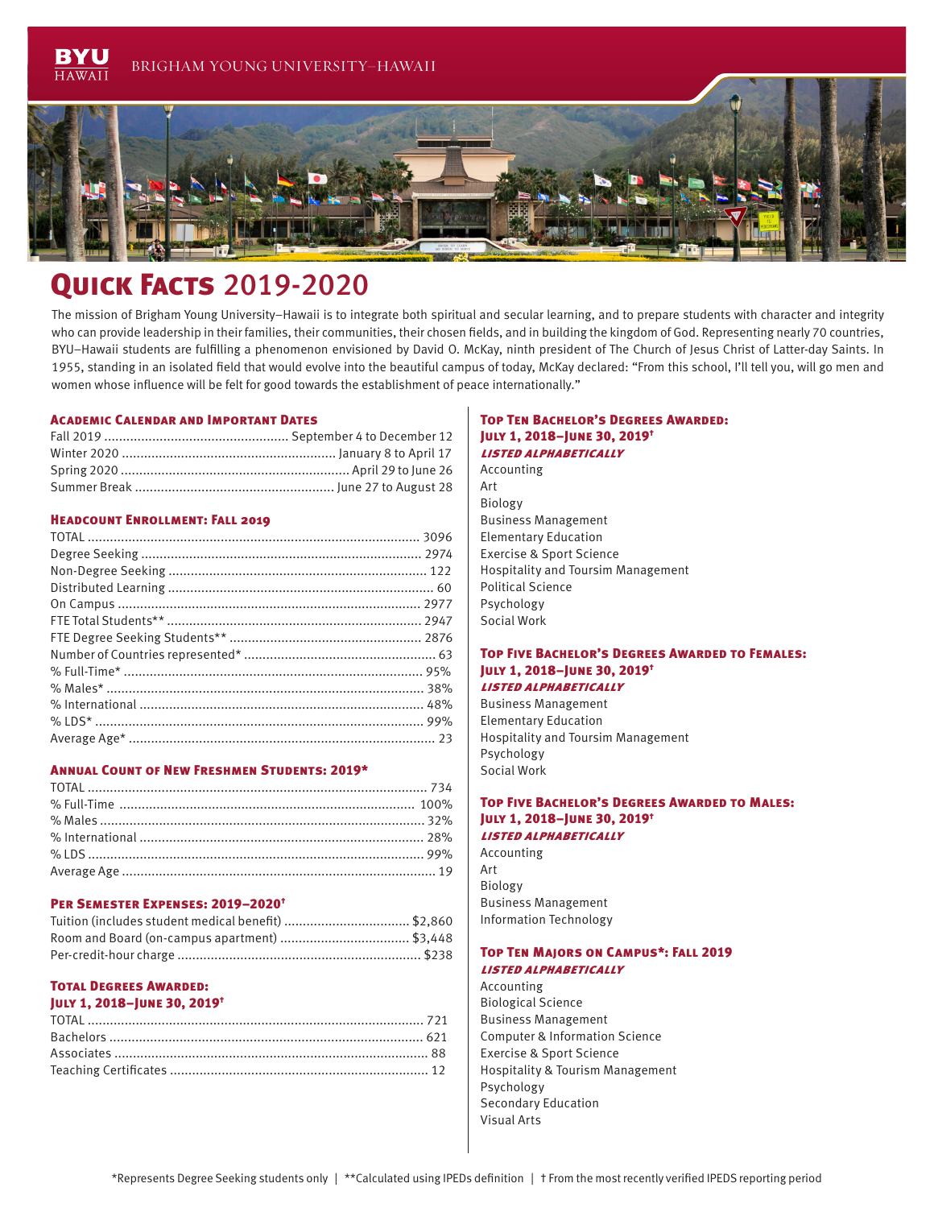BYU HAWAII — BRIGHAM YOUNG UNIVERSITY–HAWAII

# Quick Facts 2019-2020

The mission of Brigham Young University–Hawaii is to integrate both spiritual and secular learning, and to prepare students with character and integrity who can provide leadership in their families, their communities, their chosen fields, and in building the kingdom of God. Representing nearly 70 countries, BYU–Hawaii students are fulfilling a phenomenon envisioned by David O. McKay, ninth president of The Church of Jesus Christ of Latter-day Saints. In 1955, standing in an isolated field that would evolve into the beautiful campus of today, McKay declared: "From this school, I'll tell you, will go men and women whose influence will be felt for good towards the establishment of peace internationally."

## Academic Calendar and Important Dates

| | |
|---|---|
| Fall 2019 | September 4 to December 12 |
| Winter 2020 | January 8 to April 17 |
| Spring 2020 | April 29 to June 26 |
| Summer Break | June 27 to August 28 |

## Headcount Enrollment: Fall 2019

| | |
|---|---|
| TOTAL | 3096 |
| Degree Seeking | 2974 |
| Non-Degree Seeking | 122 |
| Distributed Learning | 60 |
| On Campus | 2977 |
| FTE Total Students** | 2947 |
| FTE Degree Seeking Students** | 2876 |
| Number of Countries represented* | 63 |
| % Full-Time* | 95% |
| % Males* | 38% |
| % International | 48% |
| % LDS* | 99% |
| Average Age* | 23 |

## Annual Count of New Freshmen Students: 2019*

| | |
|---|---|
| TOTAL | 734 |
| % Full-Time | 100% |
| % Males | 32% |
| % International | 28% |
| % LDS | 99% |
| Average Age | 19 |

## Per Semester Expenses: 2019–2020†

| | |
|---|---|
| Tuition (includes student medical benefit) | $2,860 |
| Room and Board (on-campus apartment) | $3,448 |
| Per-credit-hour charge | $238 |

## Total Degrees Awarded: July 1, 2018–June 30, 2019†

| | |
|---|---|
| TOTAL | 721 |
| Bachelors | 621 |
| Associates | 88 |
| Teaching Certificates | 12 |

## Top Ten Bachelor's Degrees Awarded: July 1, 2018–June 30, 2019†

***Listed Alphabetically***

- Accounting
- Art
- Biology
- Business Management
- Elementary Education
- Exercise & Sport Science
- Hospitality and Toursim Management
- Political Science
- Psychology
- Social Work

## Top Five Bachelor's Degrees Awarded to Females: July 1, 2018–June 30, 2019†

***Listed Alphabetically***

- Business Management
- Elementary Education
- Hospitality and Toursim Management
- Psychology
- Social Work

## Top Five Bachelor's Degrees Awarded to Males: July 1, 2018–June 30, 2019†

***Listed Alphabetically***

- Accounting
- Art
- Biology
- Business Management
- Information Technology

## Top Ten Majors on Campus*: Fall 2019

***Listed Alphabetically***

- Accounting
- Biological Science
- Business Management
- Computer & Information Science
- Exercise & Sport Science
- Hospitality & Tourism Management
- Psychology
- Secondary Education
- Visual Arts

*Represents Degree Seeking students only | **Calculated using IPEDs definition | † From the most recently verified IPEDS reporting period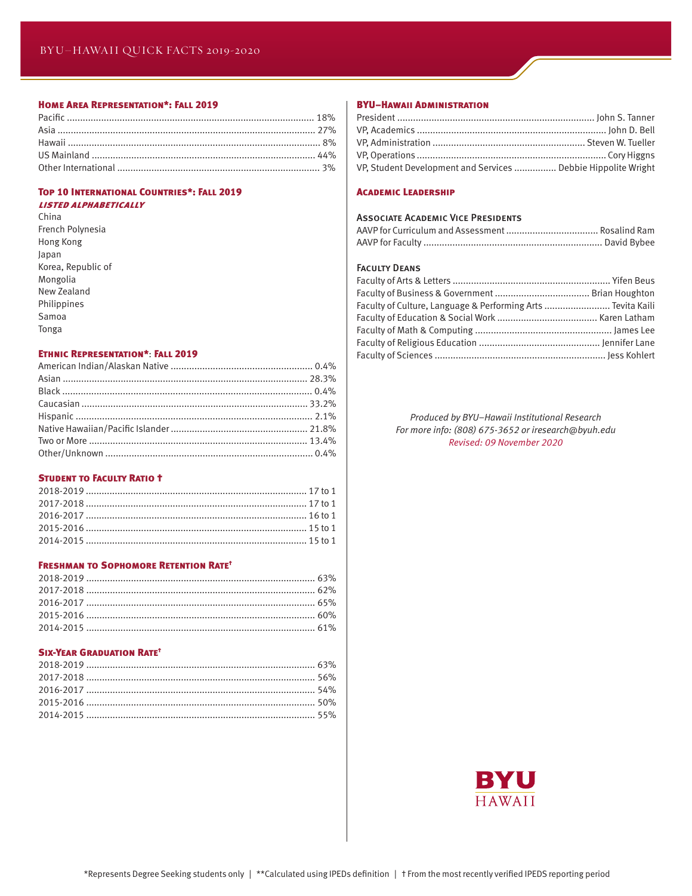# BYU–HAWAII QUICK FACTS 2019-2020

## Home Area Representation*: Fall 2019

| | |
|---|---|
| Pacific | 18% |
| Asia | 27% |
| Hawaii | 8% |
| US Mainland | 44% |
| Other International | 3% |

## Top 10 International Countries*: Fall 2019

***Listed Alphabetically***

China
French Polynesia
Hong Kong
Japan
Korea, Republic of
Mongolia
New Zealand
Philippines
Samoa
Tonga

## Ethnic Representation*: Fall 2019

| | |
|---|---|
| American Indian/Alaskan Native | 0.4% |
| Asian | 28.3% |
| Black | 0.4% |
| Caucasian | 33.2% |
| Hispanic | 2.1% |
| Native Hawaiian/Pacific Islander | 21.8% |
| Two or More | 13.4% |
| Other/Unknown | 0.4% |

## Student to Faculty Ratio †

| | |
|---|---|
| 2018-2019 | 17 to 1 |
| 2017-2018 | 17 to 1 |
| 2016-2017 | 16 to 1 |
| 2015-2016 | 15 to 1 |
| 2014-2015 | 15 to 1 |

## Freshman to Sophomore Retention Rate†

| | |
|---|---|
| 2018-2019 | 63% |
| 2017-2018 | 62% |
| 2016-2017 | 65% |
| 2015-2016 | 60% |
| 2014-2015 | 61% |

## Six-Year Graduation Rate†

| | |
|---|---|
| 2018-2019 | 63% |
| 2017-2018 | 56% |
| 2016-2017 | 54% |
| 2015-2016 | 50% |
| 2014-2015 | 55% |

## BYU–Hawaii Administration

| | |
|---|---|
| President | John S. Tanner |
| VP, Academics | John D. Bell |
| VP, Administration | Steven W. Tueller |
| VP, Operations | Cory Higgns |
| VP, Student Development and Services | Debbie Hippolite Wright |

## Academic Leadership

### Associate Academic Vice Presidents

| | |
|---|---|
| AAVP for Curriculum and Assessment | Rosalind Ram |
| AAVP for Faculty | David Bybee |

### Faculty Deans

| | |
|---|---|
| Faculty of Arts & Letters | Yifen Beus |
| Faculty of Business & Government | Brian Houghton |
| Faculty of Culture, Language & Performing Arts | Tevita Kaili |
| Faculty of Education & Social Work | Karen Latham |
| Faculty of Math & Computing | James Lee |
| Faculty of Religious Education | Jennifer Lane |
| Faculty of Sciences | Jess Kohlert |

*Produced by BYU–Hawaii Institutional Research*
*For more info: (808) 675-3652 or iresearch@byuh.edu*
*Revised: 09 November 2020*

BYU HAWAII

*Represents Degree Seeking students only | **Calculated using IPEDs definition | † From the most recently verified IPEDS reporting period